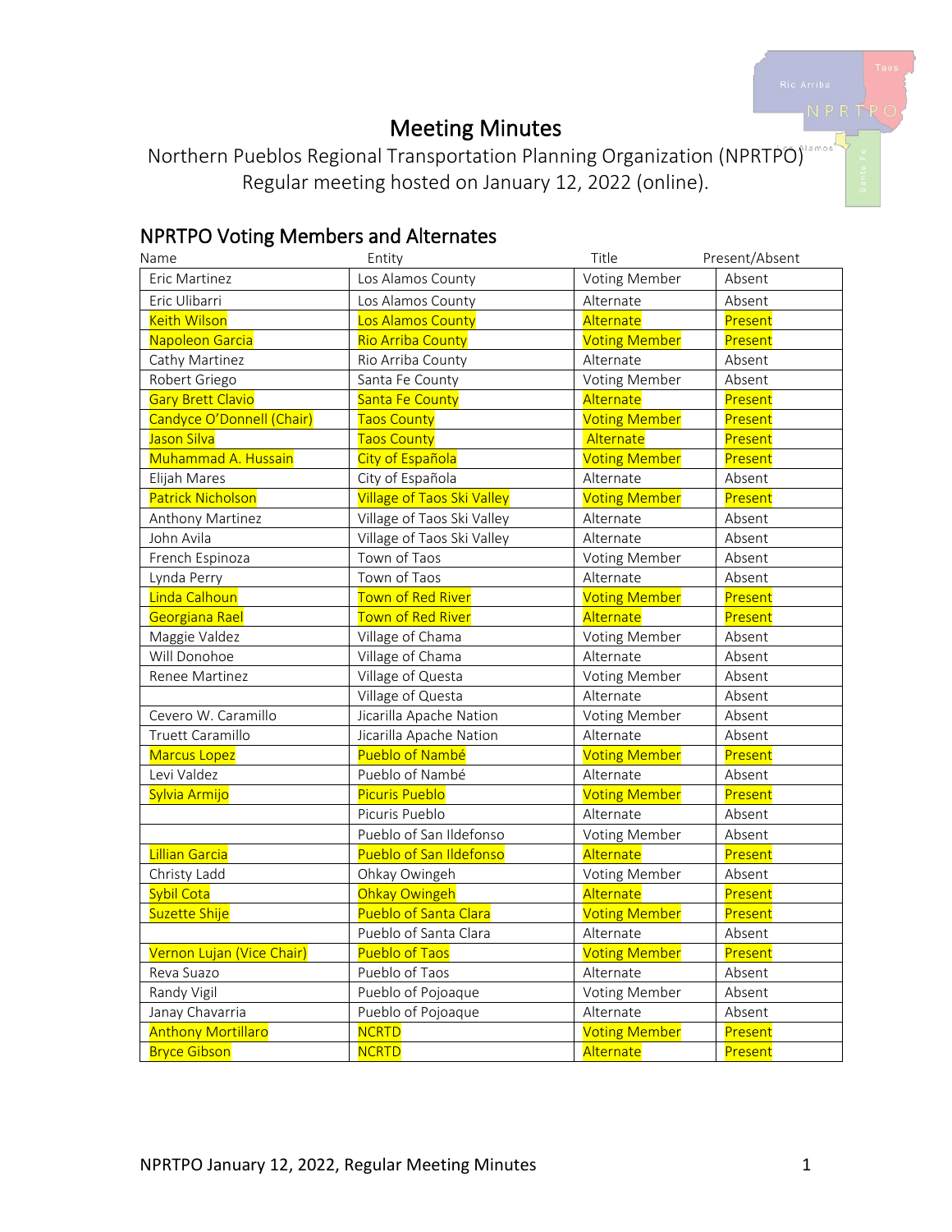# Meeting Minutes

Northern Pueblos Regional Transportation Planning Organization (NPRTPO)
Regular meeting hosted on January 12, 2022 (online).

## NPRTPO Voting Members and Alternates

| Name | Entity | Title | Present/Absent |
|---|---|---|---|
| Eric Martinez | Los Alamos County | Voting Member | Absent |
| Eric Ulibarri | Los Alamos County | Alternate | Absent |
| Keith Wilson | Los Alamos County | Alternate | Present |
| Napoleon Garcia | Rio Arriba County | Voting Member | Present |
| Cathy Martinez | Rio Arriba County | Alternate | Absent |
| Robert Griego | Santa Fe County | Voting Member | Absent |
| Gary Brett Clavio | Santa Fe County | Alternate | Present |
| Candyce O'Donnell (Chair) | Taos County | Voting Member | Present |
| Jason Silva | Taos County | Alternate | Present |
| Muhammad A. Hussain | City of Española | Voting Member | Present |
| Elijah Mares | City of Española | Alternate | Absent |
| Patrick Nicholson | Village of Taos Ski Valley | Voting Member | Present |
| Anthony Martinez | Village of Taos Ski Valley | Alternate | Absent |
| John Avila | Village of Taos Ski Valley | Alternate | Absent |
| French Espinoza | Town of Taos | Voting Member | Absent |
| Lynda Perry | Town of Taos | Alternate | Absent |
| Linda Calhoun | Town of Red River | Voting Member | Present |
| Georgiana Rael | Town of Red River | Alternate | Present |
| Maggie Valdez | Village of Chama | Voting Member | Absent |
| Will Donohoe | Village of Chama | Alternate | Absent |
| Renee Martinez | Village of Questa | Voting Member | Absent |
| | Village of Questa | Alternate | Absent |
| Cevero W. Caramillo | Jicarilla Apache Nation | Voting Member | Absent |
| Truett Caramillo | Jicarilla Apache Nation | Alternate | Absent |
| Marcus Lopez | Pueblo of Nambé | Voting Member | Present |
| Levi Valdez | Pueblo of Nambé | Alternate | Absent |
| Sylvia Armijo | Picuris Pueblo | Voting Member | Present |
| | Picuris Pueblo | Alternate | Absent |
| | Pueblo of San Ildefonso | Voting Member | Absent |
| Lillian Garcia | Pueblo of San Ildefonso | Alternate | Present |
| Christy Ladd | Ohkay Owingeh | Voting Member | Absent |
| Sybil Cota | Ohkay Owingeh | Alternate | Present |
| Suzette Shije | Pueblo of Santa Clara | Voting Member | Present |
| | Pueblo of Santa Clara | Alternate | Absent |
| Vernon Lujan (Vice Chair) | Pueblo of Taos | Voting Member | Present |
| Reva Suazo | Pueblo of Taos | Alternate | Absent |
| Randy Vigil | Pueblo of Pojoaque | Voting Member | Absent |
| Janay Chavarria | Pueblo of Pojoaque | Alternate | Absent |
| Anthony Mortillaro | NCRTD | Voting Member | Present |
| Bryce Gibson | NCRTD | Alternate | Present |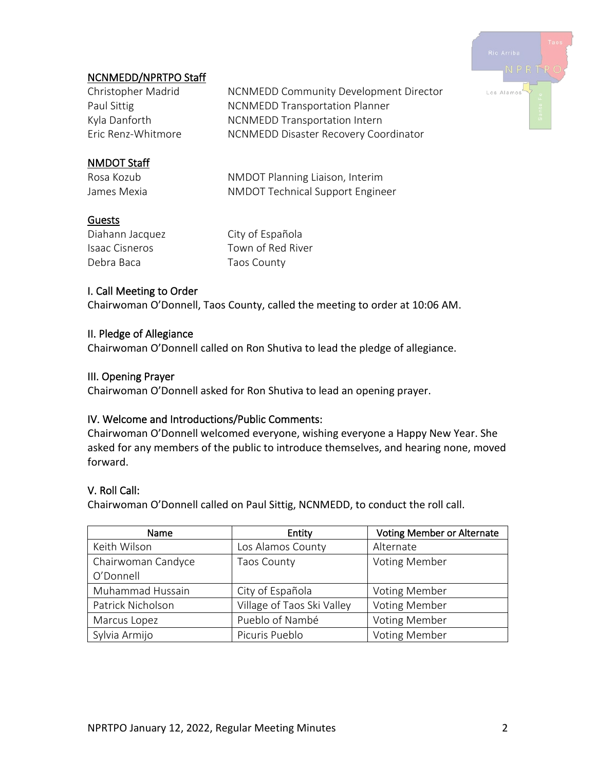## NCNMEDD/NPRTPO Staff

| | |
|---|---|
| Christopher Madrid | NCNMEDD Community Development Director |
| Paul Sittig | NCNMEDD Transportation Planner |
| Kyla Danforth | NCNMEDD Transportation Intern |
| Eric Renz-Whitmore | NCNMEDD Disaster Recovery Coordinator |

## NMDOT Staff

| | |
|---|---|
| Rosa Kozub | NMDOT Planning Liaison, Interim |
| James Mexia | NMDOT Technical Support Engineer |

## Guests

| | |
|---|---|
| Diahann Jacquez | City of Española |
| Isaac Cisneros | Town of Red River |
| Debra Baca | Taos County |

## I. Call Meeting to Order

Chairwoman O'Donnell, Taos County, called the meeting to order at 10:06 AM.

## II. Pledge of Allegiance

Chairwoman O'Donnell called on Ron Shutiva to lead the pledge of allegiance.

## III. Opening Prayer

Chairwoman O'Donnell asked for Ron Shutiva to lead an opening prayer.

## IV. Welcome and Introductions/Public Comments:

Chairwoman O'Donnell welcomed everyone, wishing everyone a Happy New Year. She asked for any members of the public to introduce themselves, and hearing none, moved forward.

## V. Roll Call:

Chairwoman O'Donnell called on Paul Sittig, NCNMEDD, to conduct the roll call.

| Name | Entity | Voting Member or Alternate |
|---|---|---|
| Keith Wilson | Los Alamos County | Alternate |
| Chairwoman Candyce O'Donnell | Taos County | Voting Member |
| Muhammad Hussain | City of Española | Voting Member |
| Patrick Nicholson | Village of Taos Ski Valley | Voting Member |
| Marcus Lopez | Pueblo of Nambé | Voting Member |
| Sylvia Armijo | Picuris Pueblo | Voting Member |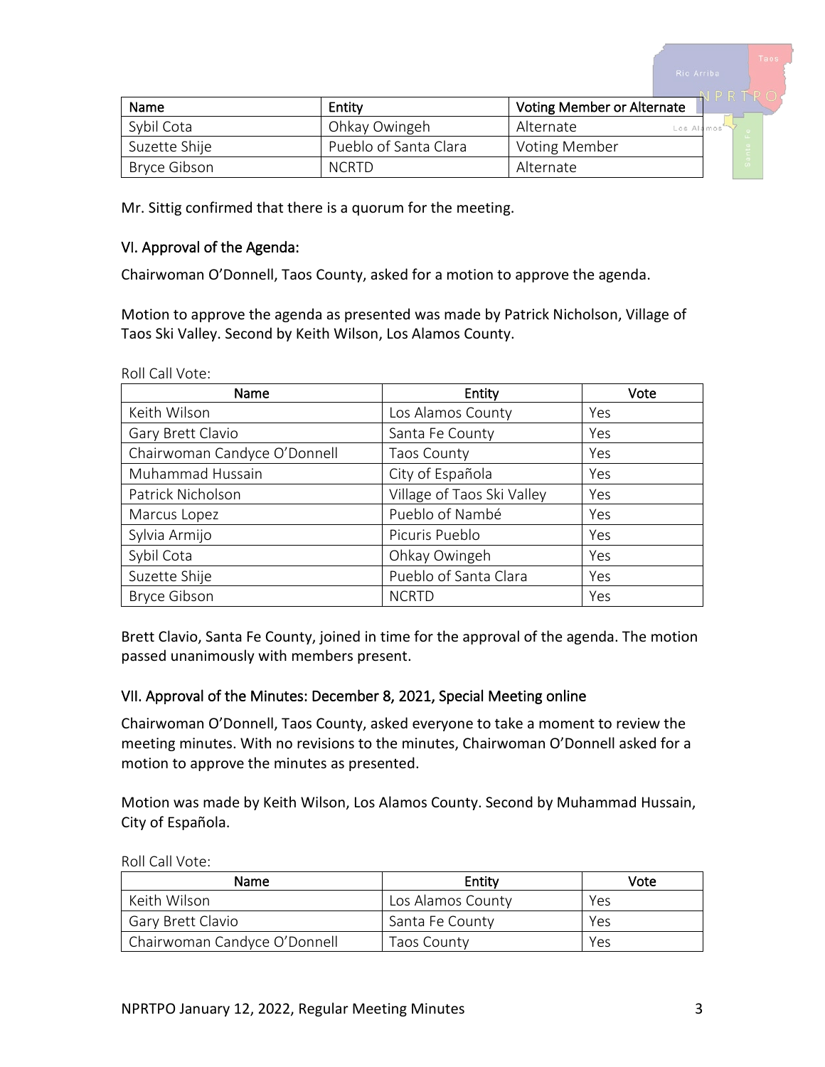| Name | Entity | Voting Member or Alternate |
| --- | --- | --- |
| Sybil Cota | Ohkay Owingeh | Alternate |
| Suzette Shije | Pueblo of Santa Clara | Voting Member |
| Bryce Gibson | NCRTD | Alternate |

Mr. Sittig confirmed that there is a quorum for the meeting.

## VI. Approval of the Agenda:

Chairwoman O'Donnell, Taos County, asked for a motion to approve the agenda.

Motion to approve the agenda as presented was made by Patrick Nicholson, Village of Taos Ski Valley. Second by Keith Wilson, Los Alamos County.

Roll Call Vote:

| Name | Entity | Vote |
| --- | --- | --- |
| Keith Wilson | Los Alamos County | Yes |
| Gary Brett Clavio | Santa Fe County | Yes |
| Chairwoman Candyce O'Donnell | Taos County | Yes |
| Muhammad Hussain | City of Española | Yes |
| Patrick Nicholson | Village of Taos Ski Valley | Yes |
| Marcus Lopez | Pueblo of Nambé | Yes |
| Sylvia Armijo | Picuris Pueblo | Yes |
| Sybil Cota | Ohkay Owingeh | Yes |
| Suzette Shije | Pueblo of Santa Clara | Yes |
| Bryce Gibson | NCRTD | Yes |

Brett Clavio, Santa Fe County, joined in time for the approval of the agenda. The motion passed unanimously with members present.

## VII. Approval of the Minutes: December 8, 2021, Special Meeting online

Chairwoman O'Donnell, Taos County, asked everyone to take a moment to review the meeting minutes. With no revisions to the minutes, Chairwoman O'Donnell asked for a motion to approve the minutes as presented.

Motion was made by Keith Wilson, Los Alamos County. Second by Muhammad Hussain, City of Española.

Roll Call Vote:

| Name | Entity | Vote |
| --- | --- | --- |
| Keith Wilson | Los Alamos County | Yes |
| Gary Brett Clavio | Santa Fe County | Yes |
| Chairwoman Candyce O'Donnell | Taos County | Yes |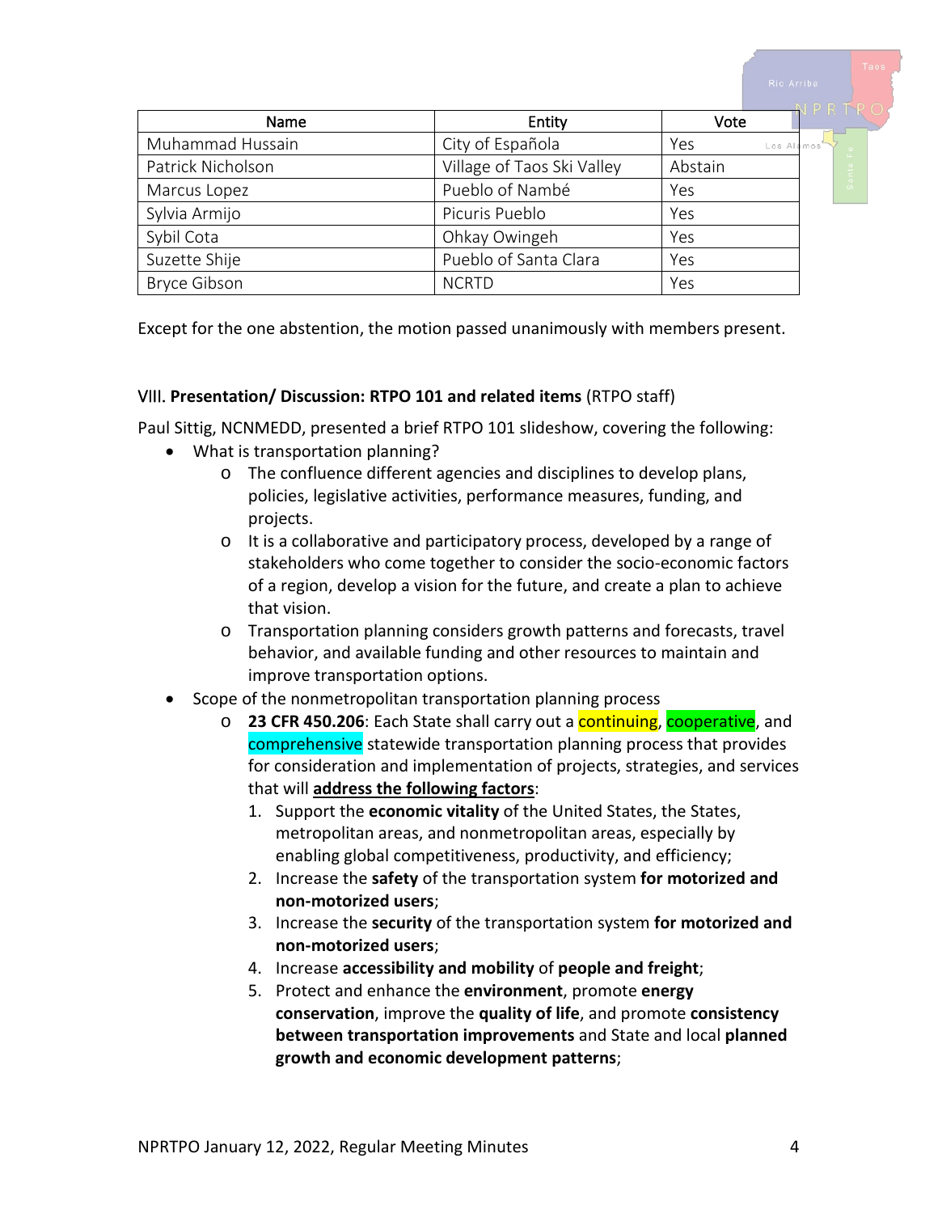| Name | Entity | Vote |
|---|---|---|
| Muhammad Hussain | City of Española | Yes |
| Patrick Nicholson | Village of Taos Ski Valley | Abstain |
| Marcus Lopez | Pueblo of Nambé | Yes |
| Sylvia Armijo | Picuris Pueblo | Yes |
| Sybil Cota | Ohkay Owingeh | Yes |
| Suzette Shije | Pueblo of Santa Clara | Yes |
| Bryce Gibson | NCRTD | Yes |

Except for the one abstention, the motion passed unanimously with members present.

VIII. **Presentation/ Discussion: RTPO 101 and related items** (RTPO staff)

Paul Sittig, NCNMEDD, presented a brief RTPO 101 slideshow, covering the following:

- What is transportation planning?
  - The confluence different agencies and disciplines to develop plans, policies, legislative activities, performance measures, funding, and projects.
  - It is a collaborative and participatory process, developed by a range of stakeholders who come together to consider the socio-economic factors of a region, develop a vision for the future, and create a plan to achieve that vision.
  - Transportation planning considers growth patterns and forecasts, travel behavior, and available funding and other resources to maintain and improve transportation options.
- Scope of the nonmetropolitan transportation planning process
  - **23 CFR 450.206**: Each State shall carry out a continuing, cooperative, and comprehensive statewide transportation planning process that provides for consideration and implementation of projects, strategies, and services that will **address the following factors**:
    1. Support the **economic vitality** of the United States, the States, metropolitan areas, and nonmetropolitan areas, especially by enabling global competitiveness, productivity, and efficiency;
    2. Increase the **safety** of the transportation system **for motorized and non-motorized users**;
    3. Increase the **security** of the transportation system **for motorized and non-motorized users**;
    4. Increase **accessibility and mobility** of **people and freight**;
    5. Protect and enhance the **environment**, promote **energy conservation**, improve the **quality of life**, and promote **consistency between transportation improvements** and State and local **planned growth and economic development patterns**;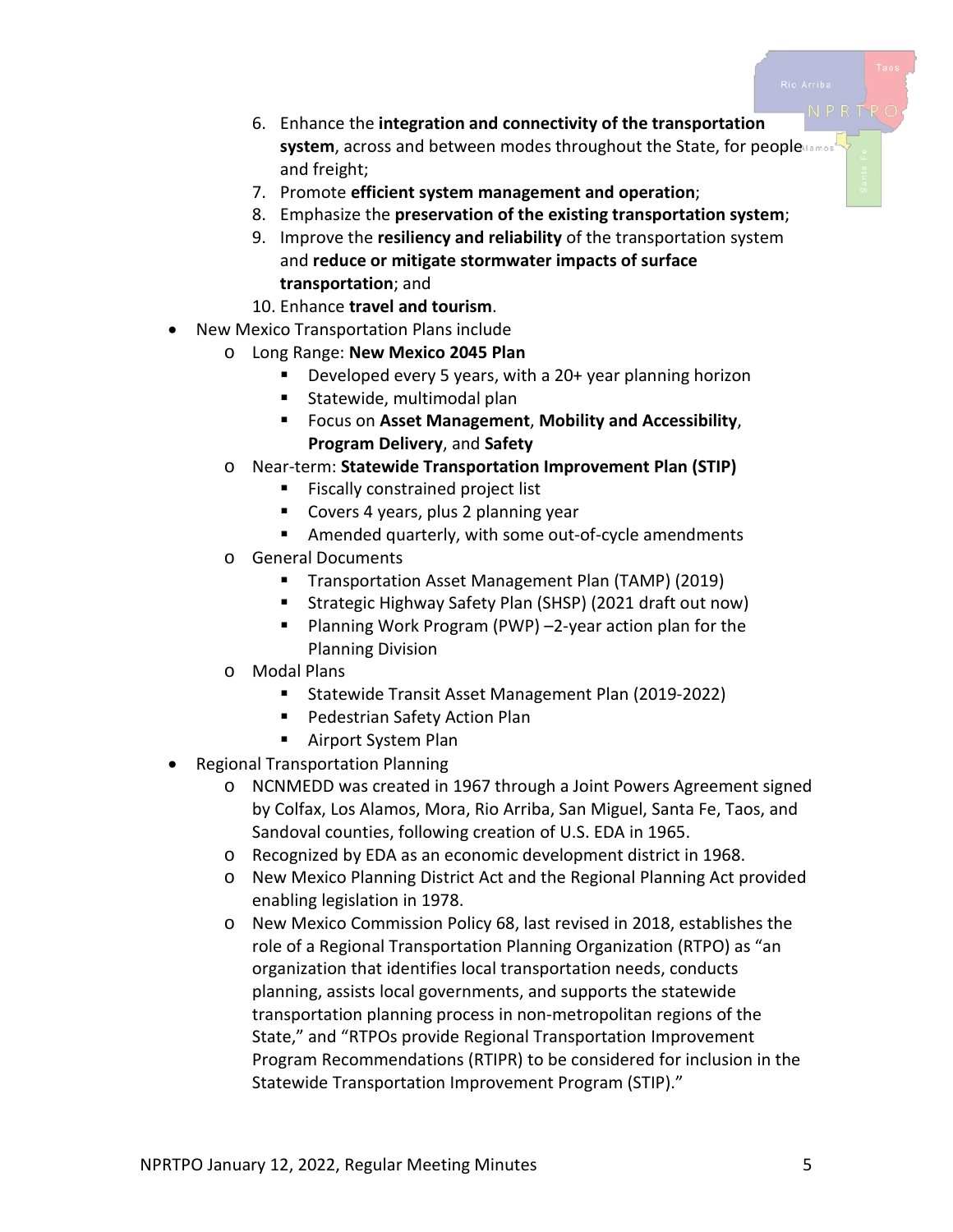6. Enhance the **integration and connectivity of the transportation system**, across and between modes throughout the State, for people and freight;
7. Promote **efficient system management and operation**;
8. Emphasize the **preservation of the existing transportation system**;
9. Improve the **resiliency and reliability** of the transportation system and **reduce or mitigate stormwater impacts of surface transportation**; and
10. Enhance **travel and tourism**.

- New Mexico Transportation Plans include
  - Long Range: **New Mexico 2045 Plan**
    - Developed every 5 years, with a 20+ year planning horizon
    - Statewide, multimodal plan
    - Focus on **Asset Management**, **Mobility and Accessibility**, **Program Delivery**, and **Safety**
  - Near-term: **Statewide Transportation Improvement Plan (STIP)**
    - Fiscally constrained project list
    - Covers 4 years, plus 2 planning year
    - Amended quarterly, with some out-of-cycle amendments
  - General Documents
    - Transportation Asset Management Plan (TAMP) (2019)
    - Strategic Highway Safety Plan (SHSP) (2021 draft out now)
    - Planning Work Program (PWP) –2-year action plan for the Planning Division
  - Modal Plans
    - Statewide Transit Asset Management Plan (2019-2022)
    - Pedestrian Safety Action Plan
    - Airport System Plan
- Regional Transportation Planning
  - NCNMEDD was created in 1967 through a Joint Powers Agreement signed by Colfax, Los Alamos, Mora, Rio Arriba, San Miguel, Santa Fe, Taos, and Sandoval counties, following creation of U.S. EDA in 1965.
  - Recognized by EDA as an economic development district in 1968.
  - New Mexico Planning District Act and the Regional Planning Act provided enabling legislation in 1978.
  - New Mexico Commission Policy 68, last revised in 2018, establishes the role of a Regional Transportation Planning Organization (RTPO) as "an organization that identifies local transportation needs, conducts planning, assists local governments, and supports the statewide transportation planning process in non-metropolitan regions of the State," and "RTPOs provide Regional Transportation Improvement Program Recommendations (RTIPR) to be considered for inclusion in the Statewide Transportation Improvement Program (STIP)."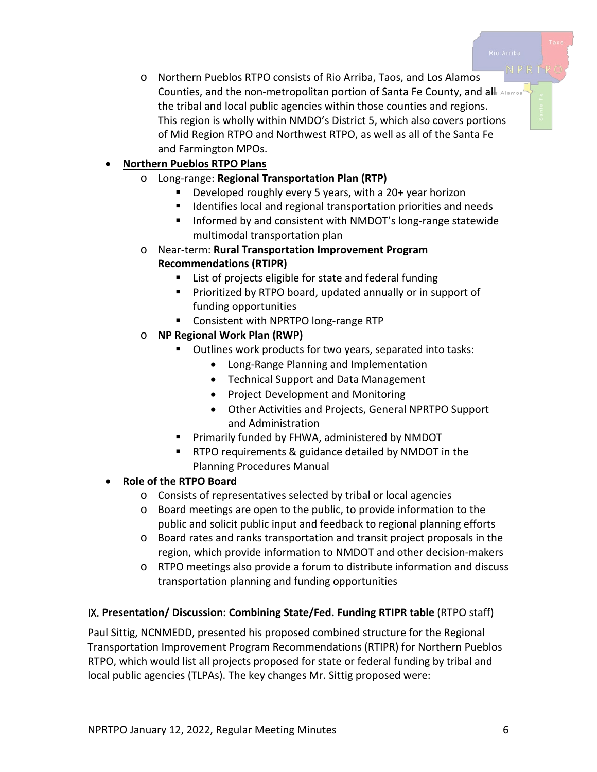- Northern Pueblos RTPO consists of Rio Arriba, Taos, and Los Alamos Counties, and the non-metropolitan portion of Santa Fe County, and all the tribal and local public agencies within those counties and regions. This region is wholly within NMDO's District 5, which also covers portions of Mid Region RTPO and Northwest RTPO, as well as all of the Santa Fe and Farmington MPOs.

- **Northern Pueblos RTPO Plans**
  - Long-range: **Regional Transportation Plan (RTP)**
    - Developed roughly every 5 years, with a 20+ year horizon
    - Identifies local and regional transportation priorities and needs
    - Informed by and consistent with NMDOT's long-range statewide multimodal transportation plan
  - Near-term: **Rural Transportation Improvement Program Recommendations (RTIPR)**
    - List of projects eligible for state and federal funding
    - Prioritized by RTPO board, updated annually or in support of funding opportunities
    - Consistent with NPRTPO long-range RTP
  - **NP Regional Work Plan (RWP)**
    - Outlines work products for two years, separated into tasks:
      - Long-Range Planning and Implementation
      - Technical Support and Data Management
      - Project Development and Monitoring
      - Other Activities and Projects, General NPRTPO Support and Administration
    - Primarily funded by FHWA, administered by NMDOT
    - RTPO requirements & guidance detailed by NMDOT in the Planning Procedures Manual
- **Role of the RTPO Board**
  - Consists of representatives selected by tribal or local agencies
  - Board meetings are open to the public, to provide information to the public and solicit public input and feedback to regional planning efforts
  - Board rates and ranks transportation and transit project proposals in the region, which provide information to NMDOT and other decision-makers
  - RTPO meetings also provide a forum to distribute information and discuss transportation planning and funding opportunities

### IX. Presentation/ Discussion: Combining State/Fed. Funding RTIPR table (RTPO staff)

Paul Sittig, NCNMEDD, presented his proposed combined structure for the Regional Transportation Improvement Program Recommendations (RTIPR) for Northern Pueblos RTPO, which would list all projects proposed for state or federal funding by tribal and local public agencies (TLPAs). The key changes Mr. Sittig proposed were: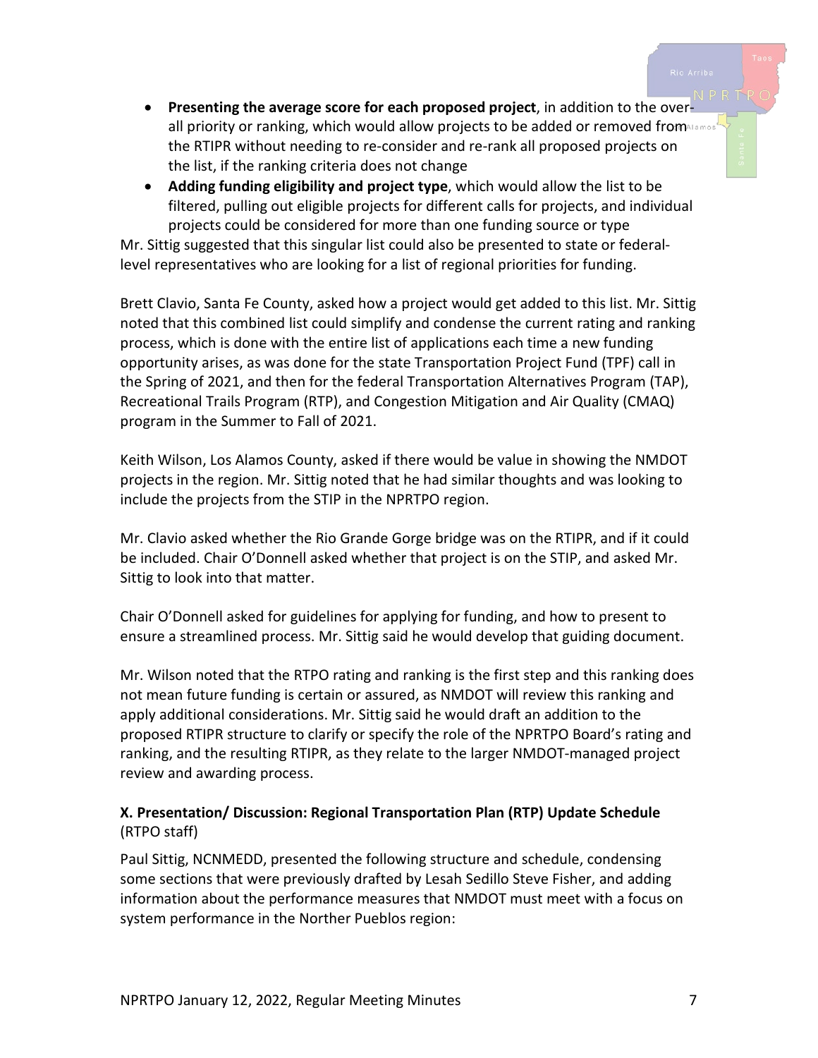- **Presenting the average score for each proposed project**, in addition to the over-all priority or ranking, which would allow projects to be added or removed from the RTIPR without needing to re-consider and re-rank all proposed projects on the list, if the ranking criteria does not change
- **Adding funding eligibility and project type**, which would allow the list to be filtered, pulling out eligible projects for different calls for projects, and individual projects could be considered for more than one funding source or type

Mr. Sittig suggested that this singular list could also be presented to state or federal-level representatives who are looking for a list of regional priorities for funding.

Brett Clavio, Santa Fe County, asked how a project would get added to this list. Mr. Sittig noted that this combined list could simplify and condense the current rating and ranking process, which is done with the entire list of applications each time a new funding opportunity arises, as was done for the state Transportation Project Fund (TPF) call in the Spring of 2021, and then for the federal Transportation Alternatives Program (TAP), Recreational Trails Program (RTP), and Congestion Mitigation and Air Quality (CMAQ) program in the Summer to Fall of 2021.

Keith Wilson, Los Alamos County, asked if there would be value in showing the NMDOT projects in the region. Mr. Sittig noted that he had similar thoughts and was looking to include the projects from the STIP in the NPRTPO region.

Mr. Clavio asked whether the Rio Grande Gorge bridge was on the RTIPR, and if it could be included. Chair O'Donnell asked whether that project is on the STIP, and asked Mr. Sittig to look into that matter.

Chair O'Donnell asked for guidelines for applying for funding, and how to present to ensure a streamlined process. Mr. Sittig said he would develop that guiding document.

Mr. Wilson noted that the RTPO rating and ranking is the first step and this ranking does not mean future funding is certain or assured, as NMDOT will review this ranking and apply additional considerations. Mr. Sittig said he would draft an addition to the proposed RTIPR structure to clarify or specify the role of the NPRTPO Board's rating and ranking, and the resulting RTIPR, as they relate to the larger NMDOT-managed project review and awarding process.

### X. Presentation/ Discussion: Regional Transportation Plan (RTP) Update Schedule (RTPO staff)

Paul Sittig, NCNMEDD, presented the following structure and schedule, condensing some sections that were previously drafted by Lesah Sedillo Steve Fisher, and adding information about the performance measures that NMDOT must meet with a focus on system performance in the Norther Pueblos region: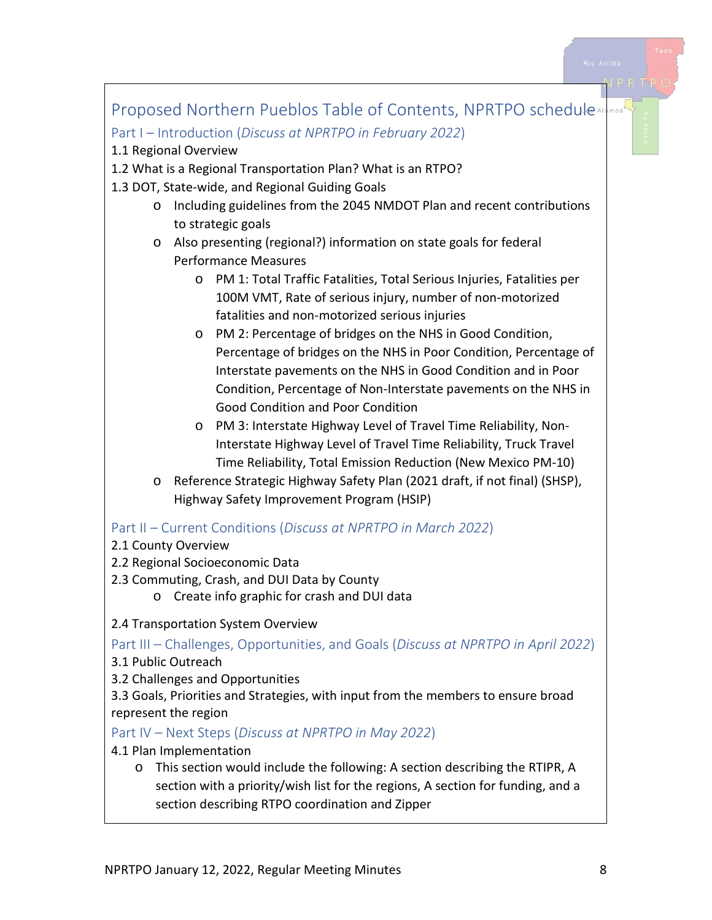## Proposed Northern Pueblos Table of Contents, NPRTPO schedule

### Part I – Introduction (*Discuss at NPRTPO in February 2022*)

1.1 Regional Overview

1.2 What is a Regional Transportation Plan? What is an RTPO?

1.3 DOT, State-wide, and Regional Guiding Goals

- Including guidelines from the 2045 NMDOT Plan and recent contributions to strategic goals
- Also presenting (regional?) information on state goals for federal Performance Measures
  - PM 1: Total Traffic Fatalities, Total Serious Injuries, Fatalities per 100M VMT, Rate of serious injury, number of non-motorized fatalities and non-motorized serious injuries
  - PM 2: Percentage of bridges on the NHS in Good Condition, Percentage of bridges on the NHS in Poor Condition, Percentage of Interstate pavements on the NHS in Good Condition and in Poor Condition, Percentage of Non-Interstate pavements on the NHS in Good Condition and Poor Condition
  - PM 3: Interstate Highway Level of Travel Time Reliability, Non-Interstate Highway Level of Travel Time Reliability, Truck Travel Time Reliability, Total Emission Reduction (New Mexico PM-10)
- Reference Strategic Highway Safety Plan (2021 draft, if not final) (SHSP), Highway Safety Improvement Program (HSIP)

### Part II – Current Conditions (*Discuss at NPRTPO in March 2022*)

2.1 County Overview

2.2 Regional Socioeconomic Data

2.3 Commuting, Crash, and DUI Data by County

- Create info graphic for crash and DUI data

2.4 Transportation System Overview

### Part III – Challenges, Opportunities, and Goals (*Discuss at NPRTPO in April 2022*)

3.1 Public Outreach

3.2 Challenges and Opportunities

3.3 Goals, Priorities and Strategies, with input from the members to ensure broad represent the region

### Part IV – Next Steps (*Discuss at NPRTPO in May 2022*)

4.1 Plan Implementation

- This section would include the following: A section describing the RTIPR, A section with a priority/wish list for the regions, A section for funding, and a section describing RTPO coordination and Zipper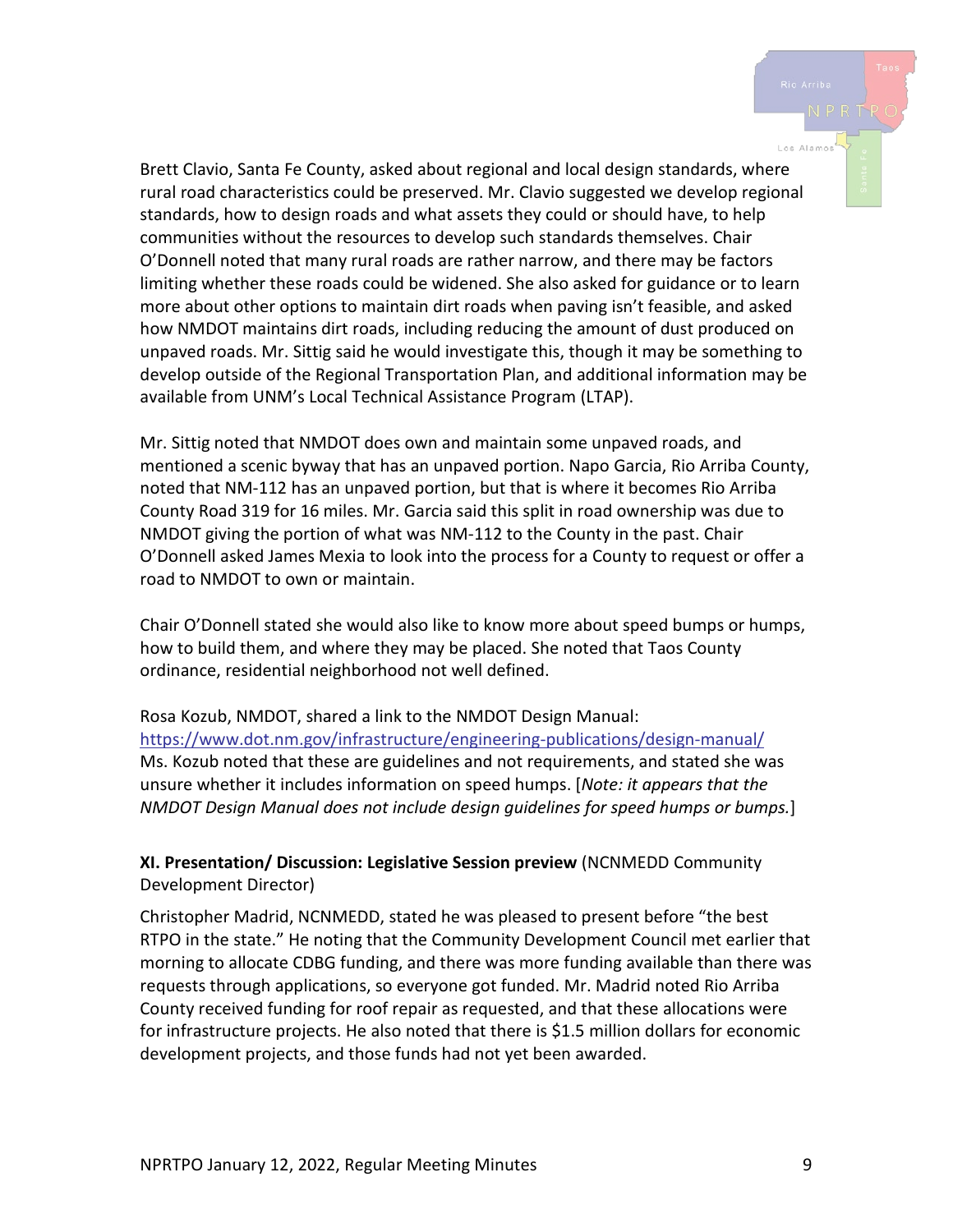Brett Clavio, Santa Fe County, asked about regional and local design standards, where rural road characteristics could be preserved. Mr. Clavio suggested we develop regional standards, how to design roads and what assets they could or should have, to help communities without the resources to develop such standards themselves. Chair O'Donnell noted that many rural roads are rather narrow, and there may be factors limiting whether these roads could be widened. She also asked for guidance or to learn more about other options to maintain dirt roads when paving isn't feasible, and asked how NMDOT maintains dirt roads, including reducing the amount of dust produced on unpaved roads. Mr. Sittig said he would investigate this, though it may be something to develop outside of the Regional Transportation Plan, and additional information may be available from UNM's Local Technical Assistance Program (LTAP).

Mr. Sittig noted that NMDOT does own and maintain some unpaved roads, and mentioned a scenic byway that has an unpaved portion. Napo Garcia, Rio Arriba County, noted that NM-112 has an unpaved portion, but that is where it becomes Rio Arriba County Road 319 for 16 miles. Mr. Garcia said this split in road ownership was due to NMDOT giving the portion of what was NM-112 to the County in the past. Chair O'Donnell asked James Mexia to look into the process for a County to request or offer a road to NMDOT to own or maintain.

Chair O'Donnell stated she would also like to know more about speed bumps or humps, how to build them, and where they may be placed. She noted that Taos County ordinance, residential neighborhood not well defined.

Rosa Kozub, NMDOT, shared a link to the NMDOT Design Manual: https://www.dot.nm.gov/infrastructure/engineering-publications/design-manual/ Ms. Kozub noted that these are guidelines and not requirements, and stated she was unsure whether it includes information on speed humps. [*Note: it appears that the NMDOT Design Manual does not include design guidelines for speed humps or bumps.*]

**XI. Presentation/ Discussion: Legislative Session preview** (NCNMEDD Community Development Director)

Christopher Madrid, NCNMEDD, stated he was pleased to present before "the best RTPO in the state." He noting that the Community Development Council met earlier that morning to allocate CDBG funding, and there was more funding available than there was requests through applications, so everyone got funded. Mr. Madrid noted Rio Arriba County received funding for roof repair as requested, and that these allocations were for infrastructure projects. He also noted that there is $1.5 million dollars for economic development projects, and those funds had not yet been awarded.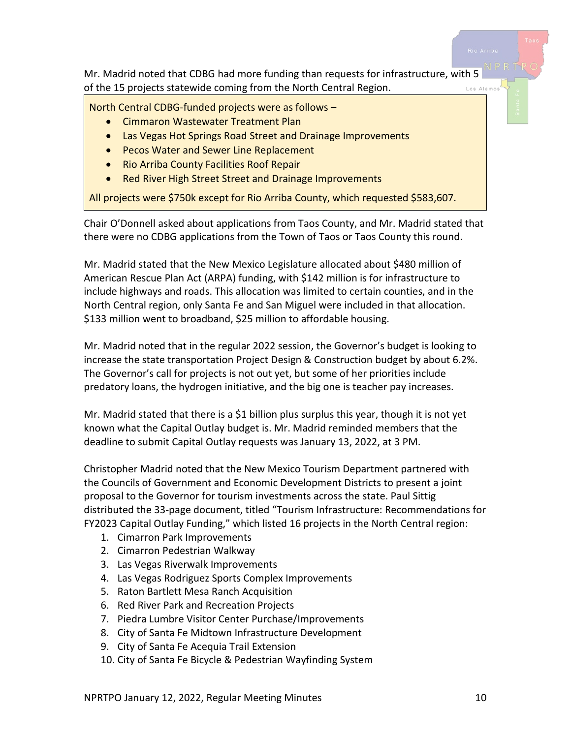Mr. Madrid noted that CDBG had more funding than requests for infrastructure, with 5 of the 15 projects statewide coming from the North Central Region.

North Central CDBG-funded projects were as follows –

- Cimmaron Wastewater Treatment Plan
- Las Vegas Hot Springs Road Street and Drainage Improvements
- Pecos Water and Sewer Line Replacement
- Rio Arriba County Facilities Roof Repair
- Red River High Street Street and Drainage Improvements

All projects were $750k except for Rio Arriba County, which requested $583,607.

Chair O'Donnell asked about applications from Taos County, and Mr. Madrid stated that there were no CDBG applications from the Town of Taos or Taos County this round.

Mr. Madrid stated that the New Mexico Legislature allocated about $480 million of American Rescue Plan Act (ARPA) funding, with $142 million is for infrastructure to include highways and roads. This allocation was limited to certain counties, and in the North Central region, only Santa Fe and San Miguel were included in that allocation. $133 million went to broadband, $25 million to affordable housing.

Mr. Madrid noted that in the regular 2022 session, the Governor's budget is looking to increase the state transportation Project Design & Construction budget by about 6.2%. The Governor's call for projects is not out yet, but some of her priorities include predatory loans, the hydrogen initiative, and the big one is teacher pay increases.

Mr. Madrid stated that there is a $1 billion plus surplus this year, though it is not yet known what the Capital Outlay budget is. Mr. Madrid reminded members that the deadline to submit Capital Outlay requests was January 13, 2022, at 3 PM.

Christopher Madrid noted that the New Mexico Tourism Department partnered with the Councils of Government and Economic Development Districts to present a joint proposal to the Governor for tourism investments across the state. Paul Sittig distributed the 33-page document, titled "Tourism Infrastructure: Recommendations for FY2023 Capital Outlay Funding," which listed 16 projects in the North Central region:

1. Cimarron Park Improvements
2. Cimarron Pedestrian Walkway
3. Las Vegas Riverwalk Improvements
4. Las Vegas Rodriguez Sports Complex Improvements
5. Raton Bartlett Mesa Ranch Acquisition
6. Red River Park and Recreation Projects
7. Piedra Lumbre Visitor Center Purchase/Improvements
8. City of Santa Fe Midtown Infrastructure Development
9. City of Santa Fe Acequia Trail Extension
10. City of Santa Fe Bicycle & Pedestrian Wayfinding System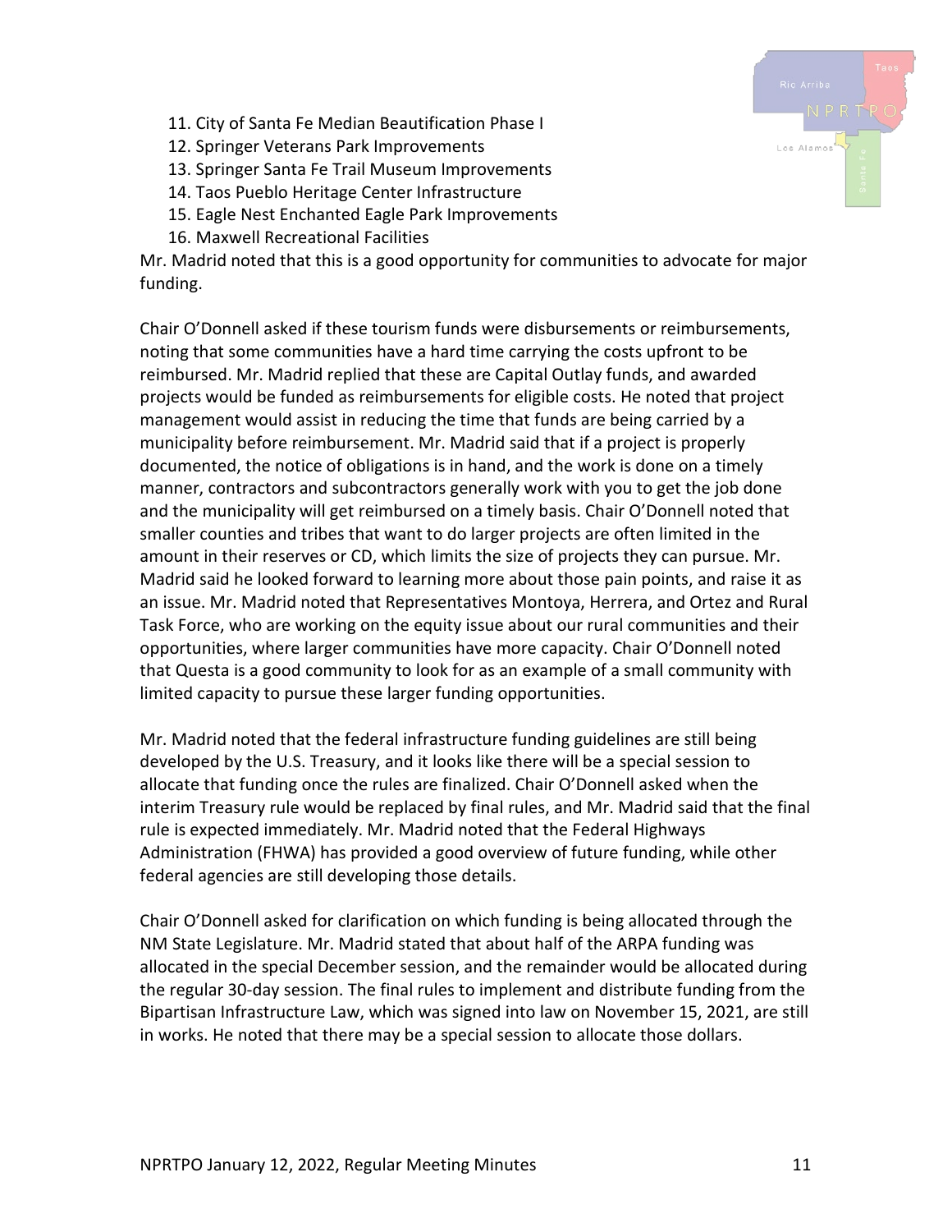11. City of Santa Fe Median Beautification Phase I
12. Springer Veterans Park Improvements
13. Springer Santa Fe Trail Museum Improvements
14. Taos Pueblo Heritage Center Infrastructure
15. Eagle Nest Enchanted Eagle Park Improvements
16. Maxwell Recreational Facilities

Mr. Madrid noted that this is a good opportunity for communities to advocate for major funding.

Chair O'Donnell asked if these tourism funds were disbursements or reimbursements, noting that some communities have a hard time carrying the costs upfront to be reimbursed. Mr. Madrid replied that these are Capital Outlay funds, and awarded projects would be funded as reimbursements for eligible costs. He noted that project management would assist in reducing the time that funds are being carried by a municipality before reimbursement. Mr. Madrid said that if a project is properly documented, the notice of obligations is in hand, and the work is done on a timely manner, contractors and subcontractors generally work with you to get the job done and the municipality will get reimbursed on a timely basis. Chair O'Donnell noted that smaller counties and tribes that want to do larger projects are often limited in the amount in their reserves or CD, which limits the size of projects they can pursue. Mr. Madrid said he looked forward to learning more about those pain points, and raise it as an issue. Mr. Madrid noted that Representatives Montoya, Herrera, and Ortez and Rural Task Force, who are working on the equity issue about our rural communities and their opportunities, where larger communities have more capacity. Chair O'Donnell noted that Questa is a good community to look for as an example of a small community with limited capacity to pursue these larger funding opportunities.

Mr. Madrid noted that the federal infrastructure funding guidelines are still being developed by the U.S. Treasury, and it looks like there will be a special session to allocate that funding once the rules are finalized. Chair O'Donnell asked when the interim Treasury rule would be replaced by final rules, and Mr. Madrid said that the final rule is expected immediately. Mr. Madrid noted that the Federal Highways Administration (FHWA) has provided a good overview of future funding, while other federal agencies are still developing those details.

Chair O'Donnell asked for clarification on which funding is being allocated through the NM State Legislature. Mr. Madrid stated that about half of the ARPA funding was allocated in the special December session, and the remainder would be allocated during the regular 30-day session. The final rules to implement and distribute funding from the Bipartisan Infrastructure Law, which was signed into law on November 15, 2021, are still in works. He noted that there may be a special session to allocate those dollars.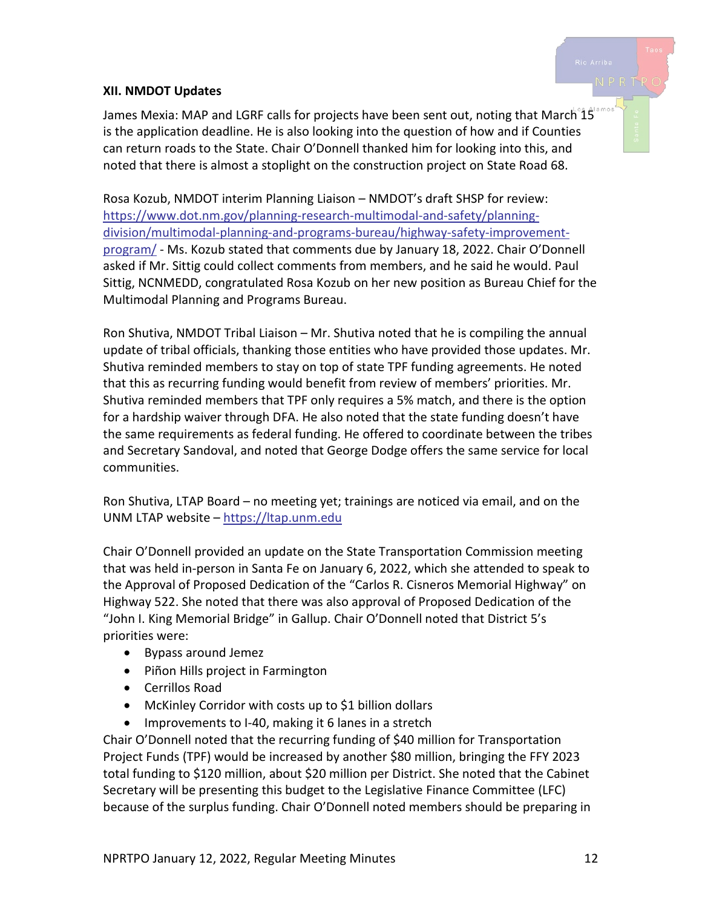**XII. NMDOT Updates**

James Mexia: MAP and LGRF calls for projects have been sent out, noting that March 15 is the application deadline. He is also looking into the question of how and if Counties can return roads to the State. Chair O'Donnell thanked him for looking into this, and noted that there is almost a stoplight on the construction project on State Road 68.

Rosa Kozub, NMDOT interim Planning Liaison – NMDOT's draft SHSP for review: [https://www.dot.nm.gov/planning-research-multimodal-and-safety/planning-division/multimodal-planning-and-programs-bureau/highway-safety-improvement-program/](https://www.dot.nm.gov/planning-research-multimodal-and-safety/planning-division/multimodal-planning-and-programs-bureau/highway-safety-improvement-program/) - Ms. Kozub stated that comments due by January 18, 2022. Chair O'Donnell asked if Mr. Sittig could collect comments from members, and he said he would. Paul Sittig, NCNMEDD, congratulated Rosa Kozub on her new position as Bureau Chief for the Multimodal Planning and Programs Bureau.

Ron Shutiva, NMDOT Tribal Liaison – Mr. Shutiva noted that he is compiling the annual update of tribal officials, thanking those entities who have provided those updates. Mr. Shutiva reminded members to stay on top of state TPF funding agreements. He noted that this as recurring funding would benefit from review of members' priorities. Mr. Shutiva reminded members that TPF only requires a 5% match, and there is the option for a hardship waiver through DFA. He also noted that the state funding doesn't have the same requirements as federal funding. He offered to coordinate between the tribes and Secretary Sandoval, and noted that George Dodge offers the same service for local communities.

Ron Shutiva, LTAP Board – no meeting yet; trainings are noticed via email, and on the UNM LTAP website – [https://ltap.unm.edu](https://ltap.unm.edu)

Chair O'Donnell provided an update on the State Transportation Commission meeting that was held in-person in Santa Fe on January 6, 2022, which she attended to speak to the Approval of Proposed Dedication of the "Carlos R. Cisneros Memorial Highway" on Highway 522. She noted that there was also approval of Proposed Dedication of the "John I. King Memorial Bridge" in Gallup. Chair O'Donnell noted that District 5's priorities were:

- Bypass around Jemez
- Piñon Hills project in Farmington
- Cerrillos Road
- McKinley Corridor with costs up to $1 billion dollars
- Improvements to I-40, making it 6 lanes in a stretch

Chair O'Donnell noted that the recurring funding of $40 million for Transportation Project Funds (TPF) would be increased by another $80 million, bringing the FFY 2023 total funding to $120 million, about $20 million per District. She noted that the Cabinet Secretary will be presenting this budget to the Legislative Finance Committee (LFC) because of the surplus funding. Chair O'Donnell noted members should be preparing in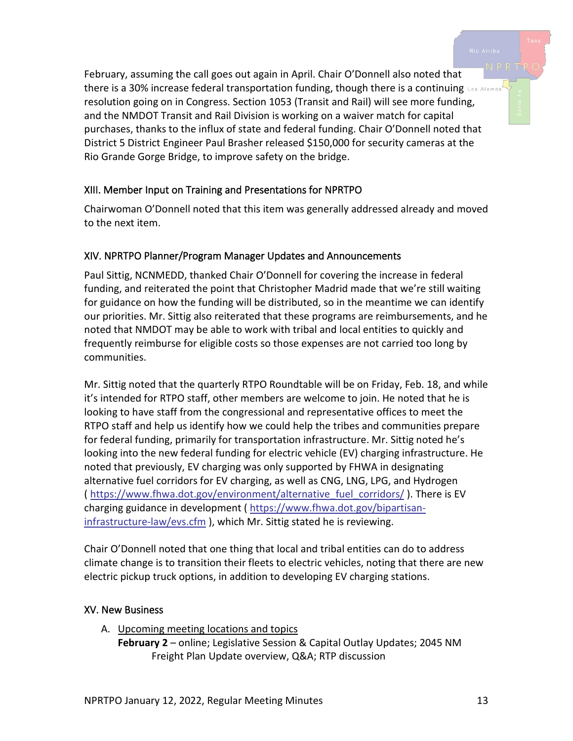February, assuming the call goes out again in April. Chair O'Donnell also noted that there is a 30% increase federal transportation funding, though there is a continuing resolution going on in Congress. Section 1053 (Transit and Rail) will see more funding, and the NMDOT Transit and Rail Division is working on a waiver match for capital purchases, thanks to the influx of state and federal funding. Chair O'Donnell noted that District 5 District Engineer Paul Brasher released $150,000 for security cameras at the Rio Grande Gorge Bridge, to improve safety on the bridge.

## XIII. Member Input on Training and Presentations for NPRTPO

Chairwoman O'Donnell noted that this item was generally addressed already and moved to the next item.

## XIV. NPRTPO Planner/Program Manager Updates and Announcements

Paul Sittig, NCNMEDD, thanked Chair O'Donnell for covering the increase in federal funding, and reiterated the point that Christopher Madrid made that we're still waiting for guidance on how the funding will be distributed, so in the meantime we can identify our priorities. Mr. Sittig also reiterated that these programs are reimbursements, and he noted that NMDOT may be able to work with tribal and local entities to quickly and frequently reimburse for eligible costs so those expenses are not carried too long by communities.

Mr. Sittig noted that the quarterly RTPO Roundtable will be on Friday, Feb. 18, and while it's intended for RTPO staff, other members are welcome to join. He noted that he is looking to have staff from the congressional and representative offices to meet the RTPO staff and help us identify how we could help the tribes and communities prepare for federal funding, primarily for transportation infrastructure. Mr. Sittig noted he's looking into the new federal funding for electric vehicle (EV) charging infrastructure. He noted that previously, EV charging was only supported by FHWA in designating alternative fuel corridors for EV charging, as well as CNG, LNG, LPG, and Hydrogen ( https://www.fhwa.dot.gov/environment/alternative_fuel_corridors/ ). There is EV charging guidance in development ( https://www.fhwa.dot.gov/bipartisan-infrastructure-law/evs.cfm ), which Mr. Sittig stated he is reviewing.

Chair O'Donnell noted that one thing that local and tribal entities can do to address climate change is to transition their fleets to electric vehicles, noting that there are new electric pickup truck options, in addition to developing EV charging stations.

## XV. New Business

A. <u>Upcoming meeting locations and topics</u>
   **February 2** – online; Legislative Session & Capital Outlay Updates; 2045 NM Freight Plan Update overview, Q&A; RTP discussion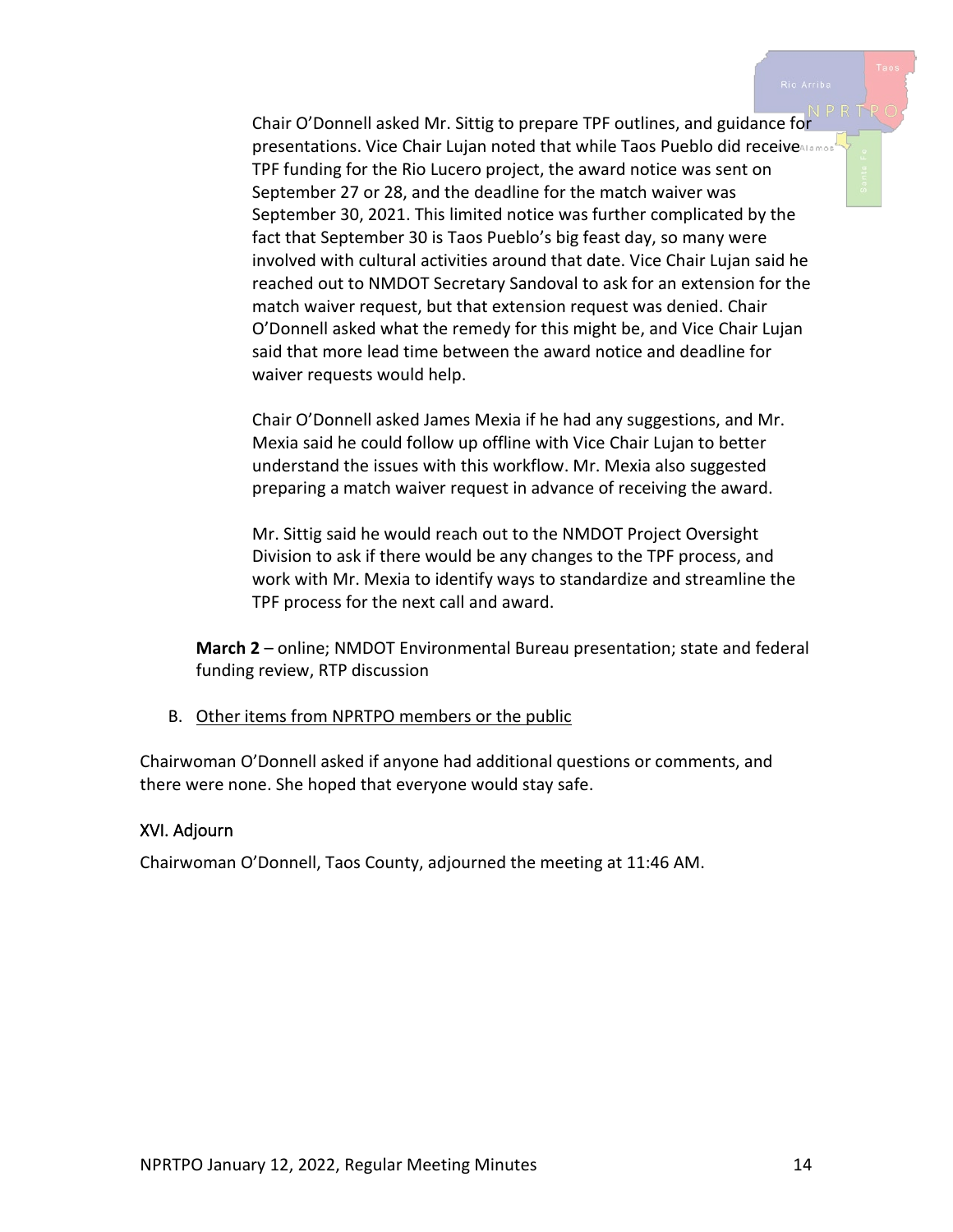Chair O'Donnell asked Mr. Sittig to prepare TPF outlines, and guidance for presentations. Vice Chair Lujan noted that while Taos Pueblo did receive TPF funding for the Rio Lucero project, the award notice was sent on September 27 or 28, and the deadline for the match waiver was September 30, 2021. This limited notice was further complicated by the fact that September 30 is Taos Pueblo's big feast day, so many were involved with cultural activities around that date. Vice Chair Lujan said he reached out to NMDOT Secretary Sandoval to ask for an extension for the match waiver request, but that extension request was denied. Chair O'Donnell asked what the remedy for this might be, and Vice Chair Lujan said that more lead time between the award notice and deadline for waiver requests would help.

Chair O'Donnell asked James Mexia if he had any suggestions, and Mr. Mexia said he could follow up offline with Vice Chair Lujan to better understand the issues with this workflow. Mr. Mexia also suggested preparing a match waiver request in advance of receiving the award.

Mr. Sittig said he would reach out to the NMDOT Project Oversight Division to ask if there would be any changes to the TPF process, and work with Mr. Mexia to identify ways to standardize and streamline the TPF process for the next call and award.

**March 2** – online; NMDOT Environmental Bureau presentation; state and federal funding review, RTP discussion

B. Other items from NPRTPO members or the public

Chairwoman O'Donnell asked if anyone had additional questions or comments, and there were none. She hoped that everyone would stay safe.

## XVI. Adjourn

Chairwoman O'Donnell, Taos County, adjourned the meeting at 11:46 AM.